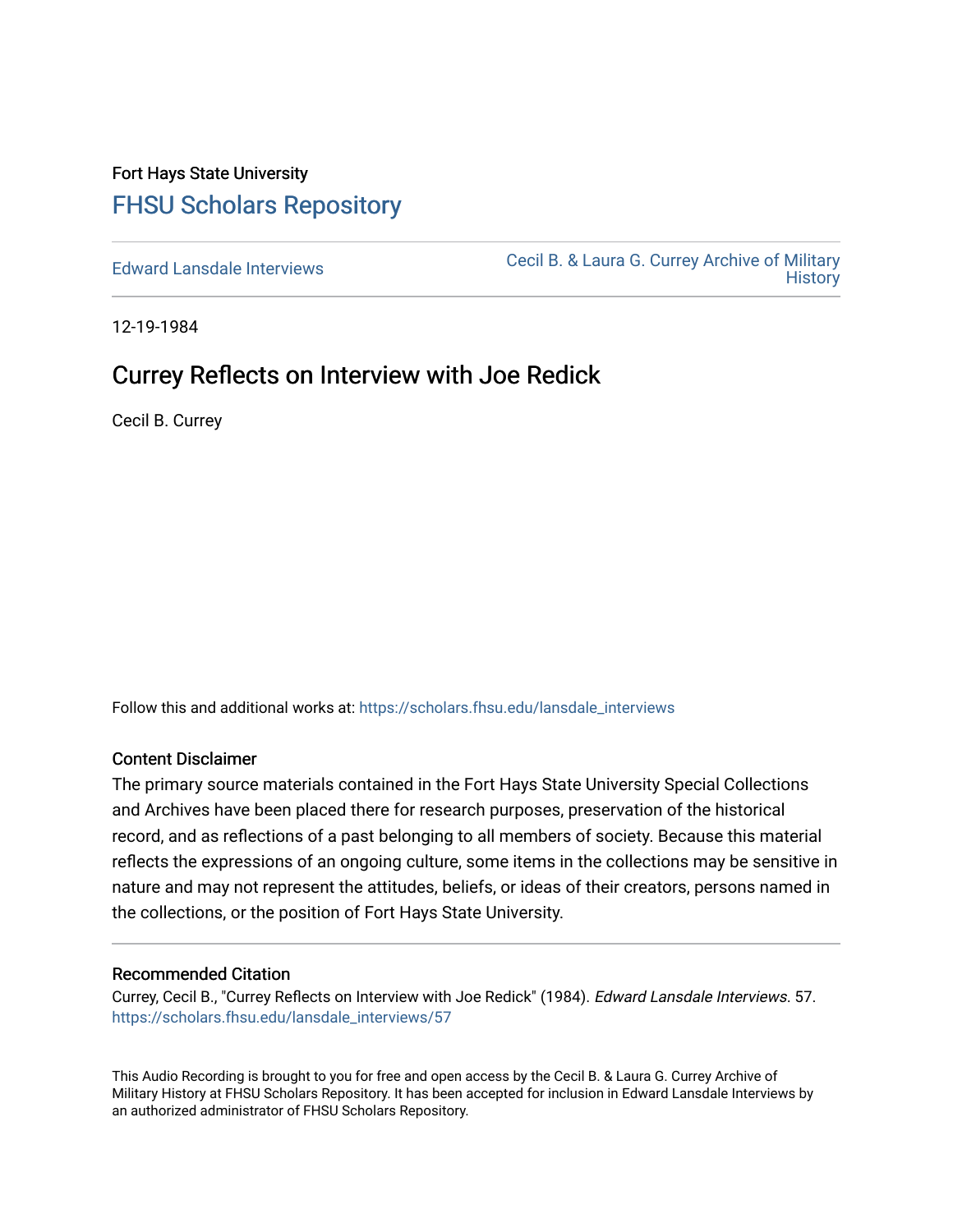Fort Hays State University

# FHSU Scholars Repository

Edward Lansdale Interviews

Cecil B. & Laura G. Currey Archive of Military History

12-19-1984

## Currey Reflects on Interview with Joe Redick

Cecil B. Currey

Follow this and additional works at: https://scholars.fhsu.edu/lansdale_interviews

### Content Disclaimer

The primary source materials contained in the Fort Hays State University Special Collections and Archives have been placed there for research purposes, preservation of the historical record, and as reflections of a past belonging to all members of society. Because this material reflects the expressions of an ongoing culture, some items in the collections may be sensitive in nature and may not represent the attitudes, beliefs, or ideas of their creators, persons named in the collections, or the position of Fort Hays State University.

### Recommended Citation

Currey, Cecil B., "Currey Reflects on Interview with Joe Redick" (1984). *Edward Lansdale Interviews*. 57.
https://scholars.fhsu.edu/lansdale_interviews/57

This Audio Recording is brought to you for free and open access by the Cecil B. & Laura G. Currey Archive of Military History at FHSU Scholars Repository. It has been accepted for inclusion in Edward Lansdale Interviews by an authorized administrator of FHSU Scholars Repository.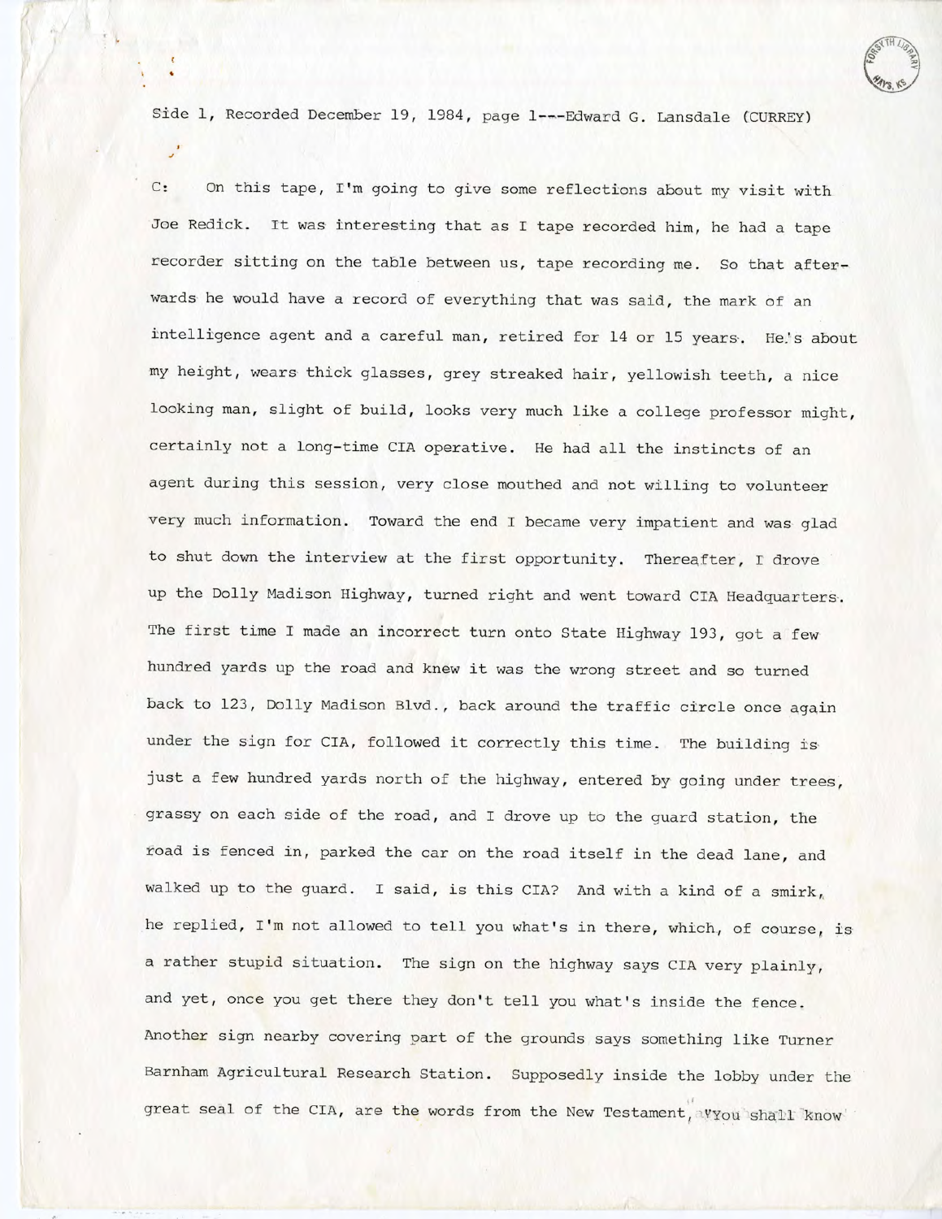Side 1, Recorded December 19, 1984, page 1---Edward G. Lansdale (CURREY)

C: On this tape, I'm going to give some reflections about my visit with Joe Redick. It was interesting that as I tape recorded him, he had a tape recorder sitting on the table between us, tape recording me. So that afterwards he would have a record of everything that was said, the mark of an intelligence agent and a careful man, retired for 14 or 15 years. He's about my height, wears thick glasses, grey streaked hair, yellowish teeth, a nice looking man, slight of build, looks very much like a college professor might, certainly not a long-time CIA operative. He had all the instincts of an agent during this session, very close mouthed and not willing to volunteer very much information. Toward the end I became very impatient and was glad to shut down the interview at the first opportunity. Thereafter, I drove up the Dolly Madison Highway, turned right and went toward CIA Headquarters. The first time I made an incorrect turn onto State Highway 193, got a few hundred yards up the road and knew it was the wrong street and so turned back to 123, Dolly Madison Blvd., back around the traffic circle once again under the sign for CIA, followed it correctly this time. The building is just a few hundred yards north of the highway, entered by going under trees, grassy on each side of the road, and I drove up to the guard station, the road is fenced in, parked the car on the road itself in the dead lane, and walked up to the guard. I said, is this CIA? And with a kind of a smirk, he replied, I'm not allowed to tell you what's in there, which, of course, is a rather stupid situation. The sign on the highway says CIA very plainly, and yet, once you get there they don't tell you what's inside the fence. Another sign nearby covering part of the grounds says something like Turner Barnham Agricultural Research Station. Supposedly inside the lobby under the great seal of the CIA, are the words from the New Testament, "You shall know